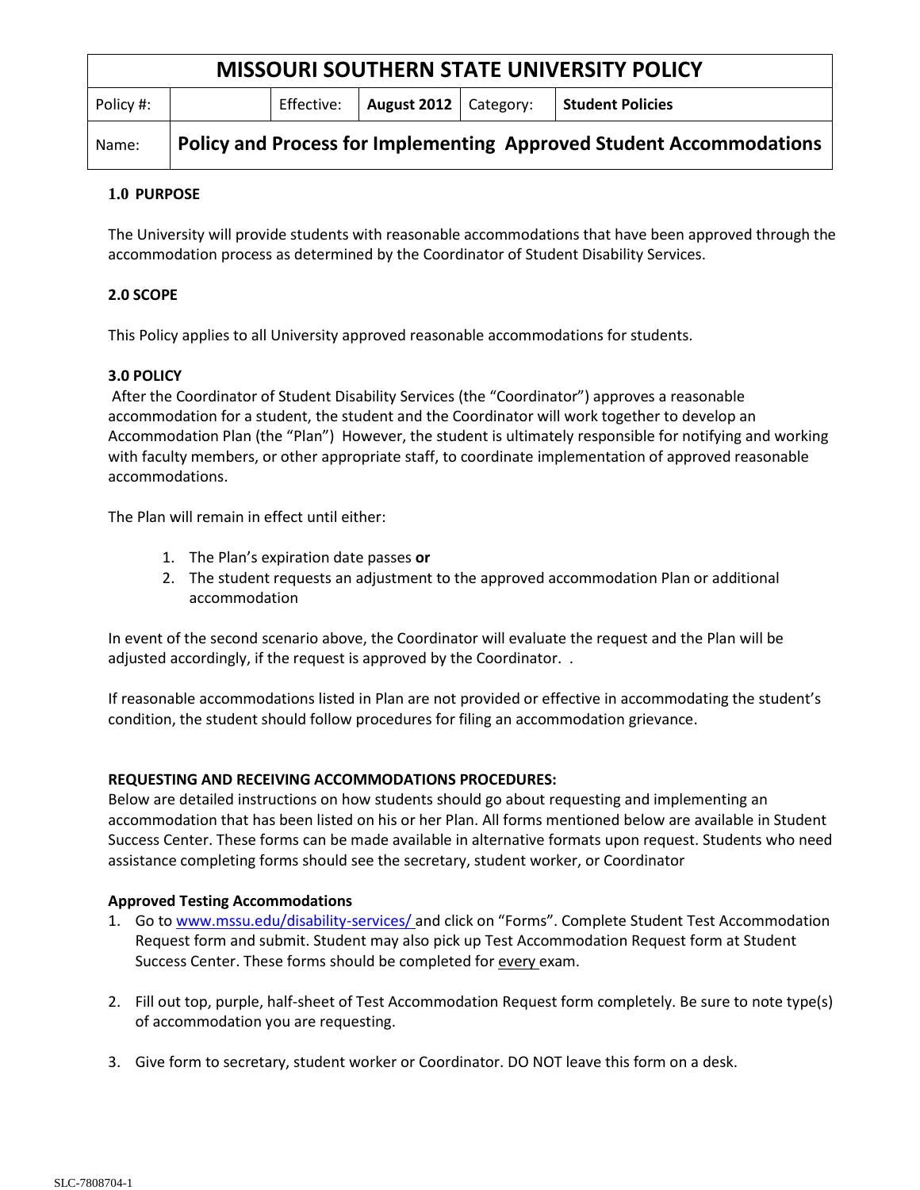| MISSOURI SOUTHERN STATE UNIVERSITY POLICY | | | | | |
|---|---|---|---|---|---|
| Policy #: | | Effective: | **August 2012** | Category: | **Student Policies** |
| Name: | **Policy and Process for Implementing Approved Student Accommodations** | | | | |

**1.0 PURPOSE**

The University will provide students with reasonable accommodations that have been approved through the accommodation process as determined by the Coordinator of Student Disability Services.

**2.0 SCOPE**

This Policy applies to all University approved reasonable accommodations for students.

**3.0 POLICY**

After the Coordinator of Student Disability Services (the "Coordinator") approves a reasonable accommodation for a student, the student and the Coordinator will work together to develop an Accommodation Plan (the "Plan") However, the student is ultimately responsible for notifying and working with faculty members, or other appropriate staff, to coordinate implementation of approved reasonable accommodations.

The Plan will remain in effect until either:

1. The Plan's expiration date passes **or**
2. The student requests an adjustment to the approved accommodation Plan or additional accommodation

In event of the second scenario above, the Coordinator will evaluate the request and the Plan will be adjusted accordingly, if the request is approved by the Coordinator. .

If reasonable accommodations listed in Plan are not provided or effective in accommodating the student's condition, the student should follow procedures for filing an accommodation grievance.

**REQUESTING AND RECEIVING ACCOMMODATIONS PROCEDURES:**
Below are detailed instructions on how students should go about requesting and implementing an accommodation that has been listed on his or her Plan. All forms mentioned below are available in Student Success Center. These forms can be made available in alternative formats upon request. Students who need assistance completing forms should see the secretary, student worker, or Coordinator

**Approved Testing Accommodations**

1. Go to [www.mssu.edu/disability-services/](www.mssu.edu/disability-services/) and click on "Forms". Complete Student Test Accommodation Request form and submit. Student may also pick up Test Accommodation Request form at Student Success Center. These forms should be completed for <u>every</u> exam.
2. Fill out top, purple, half-sheet of Test Accommodation Request form completely. Be sure to note type(s) of accommodation you are requesting.
3. Give form to secretary, student worker or Coordinator. DO NOT leave this form on a desk.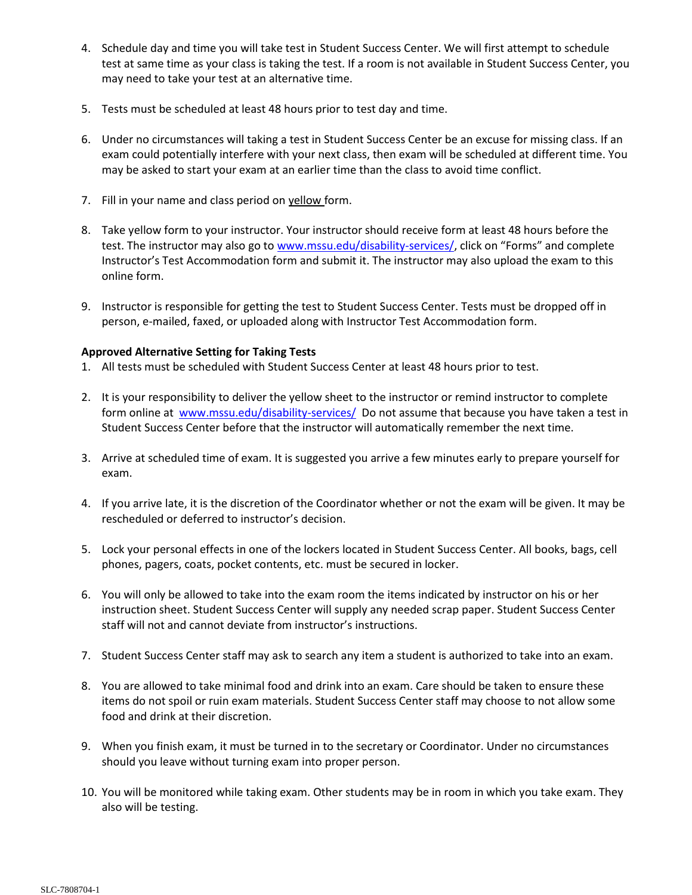4. Schedule day and time you will take test in Student Success Center. We will first attempt to schedule test at same time as your class is taking the test. If a room is not available in Student Success Center, you may need to take your test at an alternative time.

5. Tests must be scheduled at least 48 hours prior to test day and time.

6. Under no circumstances will taking a test in Student Success Center be an excuse for missing class. If an exam could potentially interfere with your next class, then exam will be scheduled at different time. You may be asked to start your exam at an earlier time than the class to avoid time conflict.

7. Fill in your name and class period on yellow form.

8. Take yellow form to your instructor. Your instructor should receive form at least 48 hours before the test. The instructor may also go to www.mssu.edu/disability-services/, click on "Forms" and complete Instructor's Test Accommodation form and submit it. The instructor may also upload the exam to this online form.

9. Instructor is responsible for getting the test to Student Success Center. Tests must be dropped off in person, e-mailed, faxed, or uploaded along with Instructor Test Accommodation form.

**Approved Alternative Setting for Taking Tests**

1. All tests must be scheduled with Student Success Center at least 48 hours prior to test.

2. It is your responsibility to deliver the yellow sheet to the instructor or remind instructor to complete form online at www.mssu.edu/disability-services/ Do not assume that because you have taken a test in Student Success Center before that the instructor will automatically remember the next time.

3. Arrive at scheduled time of exam. It is suggested you arrive a few minutes early to prepare yourself for exam.

4. If you arrive late, it is the discretion of the Coordinator whether or not the exam will be given. It may be rescheduled or deferred to instructor's decision.

5. Lock your personal effects in one of the lockers located in Student Success Center. All books, bags, cell phones, pagers, coats, pocket contents, etc. must be secured in locker.

6. You will only be allowed to take into the exam room the items indicated by instructor on his or her instruction sheet. Student Success Center will supply any needed scrap paper. Student Success Center staff will not and cannot deviate from instructor's instructions.

7. Student Success Center staff may ask to search any item a student is authorized to take into an exam.

8. You are allowed to take minimal food and drink into an exam. Care should be taken to ensure these items do not spoil or ruin exam materials. Student Success Center staff may choose to not allow some food and drink at their discretion.

9. When you finish exam, it must be turned in to the secretary or Coordinator. Under no circumstances should you leave without turning exam into proper person.

10. You will be monitored while taking exam. Other students may be in room in which you take exam. They also will be testing.

SLC-7808704-1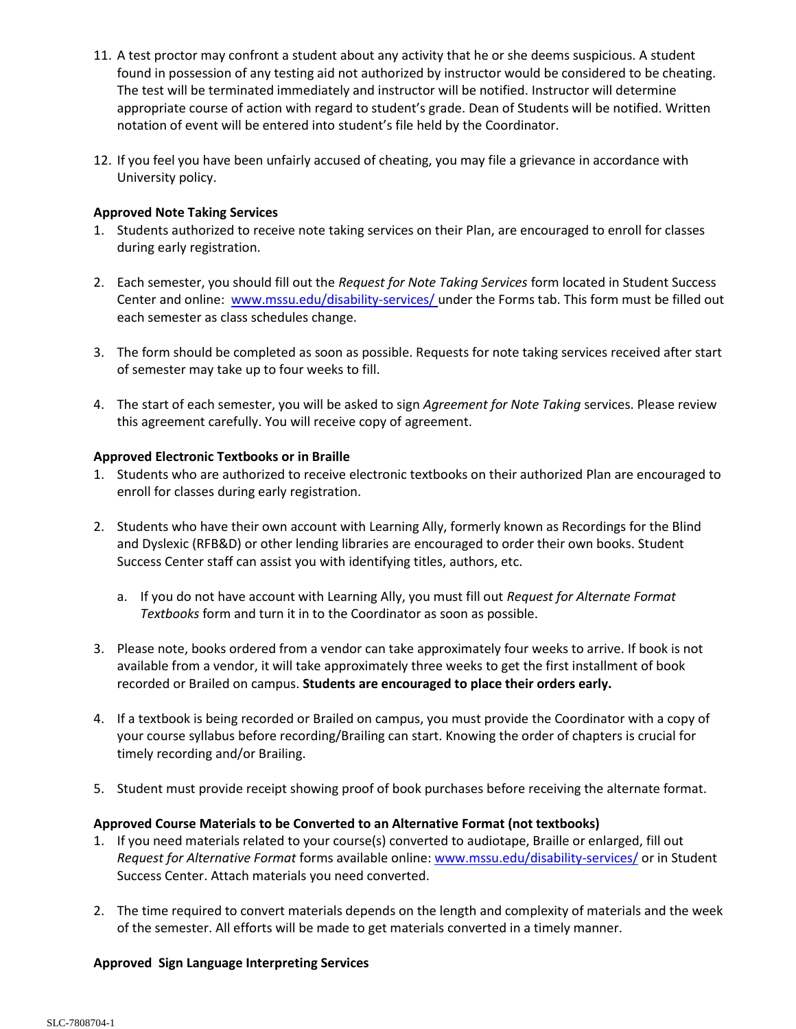11. A test proctor may confront a student about any activity that he or she deems suspicious. A student found in possession of any testing aid not authorized by instructor would be considered to be cheating. The test will be terminated immediately and instructor will be notified. Instructor will determine appropriate course of action with regard to student's grade. Dean of Students will be notified. Written notation of event will be entered into student's file held by the Coordinator.

12. If you feel you have been unfairly accused of cheating, you may file a grievance in accordance with University policy.

**Approved Note Taking Services**

1. Students authorized to receive note taking services on their Plan, are encouraged to enroll for classes during early registration.

2. Each semester, you should fill out the *Request for Note Taking Services* form located in Student Success Center and online: www.mssu.edu/disability-services/ under the Forms tab. This form must be filled out each semester as class schedules change.

3. The form should be completed as soon as possible. Requests for note taking services received after start of semester may take up to four weeks to fill.

4. The start of each semester, you will be asked to sign *Agreement for Note Taking* services. Please review this agreement carefully. You will receive copy of agreement.

**Approved Electronic Textbooks or in Braille**

1. Students who are authorized to receive electronic textbooks on their authorized Plan are encouraged to enroll for classes during early registration.

2. Students who have their own account with Learning Ally, formerly known as Recordings for the Blind and Dyslexic (RFB&D) or other lending libraries are encouraged to order their own books. Student Success Center staff can assist you with identifying titles, authors, etc.

   a. If you do not have account with Learning Ally, you must fill out *Request for Alternate Format Textbooks* form and turn it in to the Coordinator as soon as possible.

3. Please note, books ordered from a vendor can take approximately four weeks to arrive. If book is not available from a vendor, it will take approximately three weeks to get the first installment of book recorded or Brailed on campus. **Students are encouraged to place their orders early.**

4. If a textbook is being recorded or Brailed on campus, you must provide the Coordinator with a copy of your course syllabus before recording/Brailing can start. Knowing the order of chapters is crucial for timely recording and/or Brailing.

5. Student must provide receipt showing proof of book purchases before receiving the alternate format.

**Approved Course Materials to be Converted to an Alternative Format (not textbooks)**

1. If you need materials related to your course(s) converted to audiotape, Braille or enlarged, fill out *Request for Alternative Format* forms available online: www.mssu.edu/disability-services/ or in Student Success Center. Attach materials you need converted.

2. The time required to convert materials depends on the length and complexity of materials and the week of the semester. All efforts will be made to get materials converted in a timely manner.

**Approved Sign Language Interpreting Services**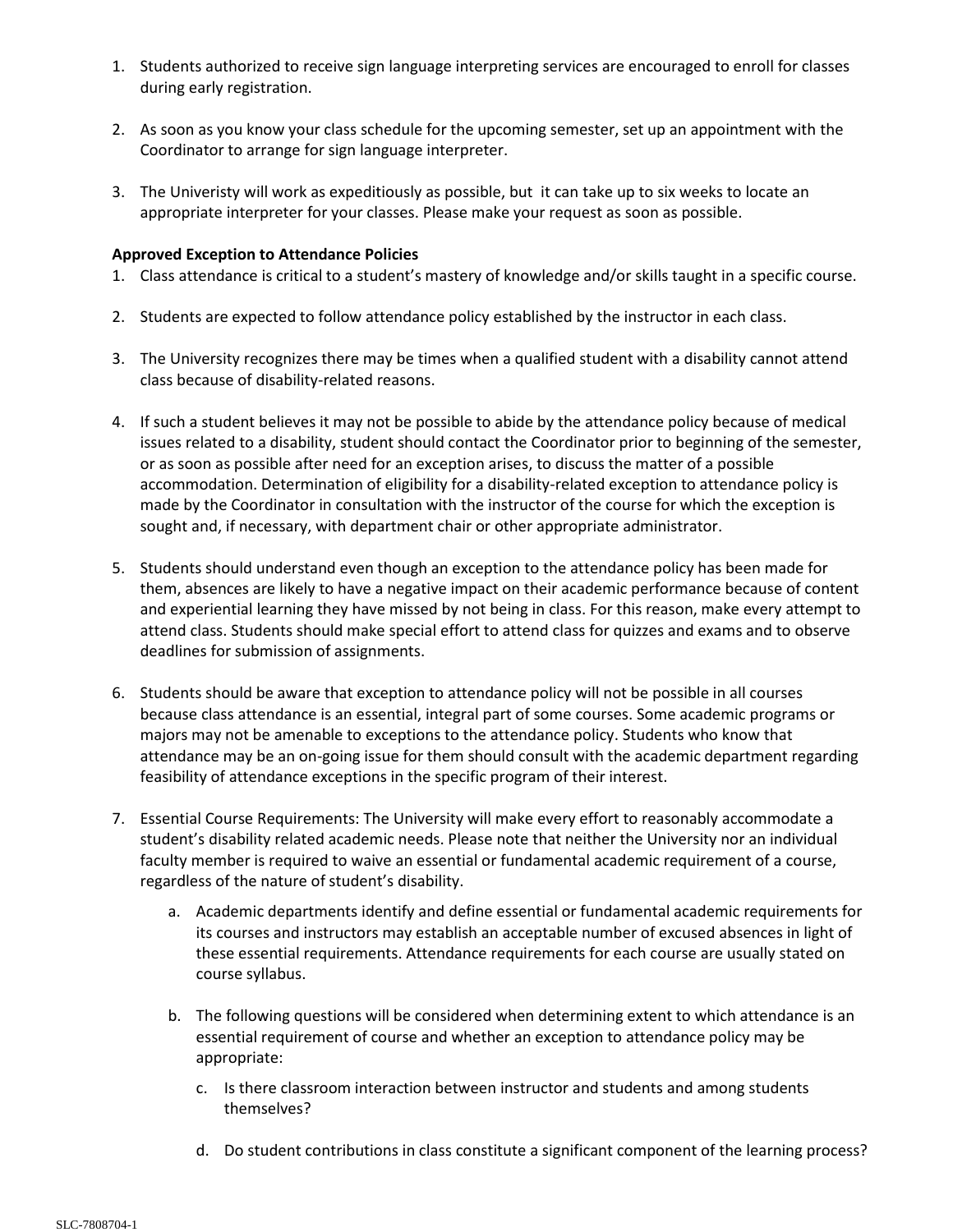1. Students authorized to receive sign language interpreting services are encouraged to enroll for classes during early registration.

2. As soon as you know your class schedule for the upcoming semester, set up an appointment with the Coordinator to arrange for sign language interpreter.

3. The Univeristy will work as expeditiously as possible, but it can take up to six weeks to locate an appropriate interpreter for your classes. Please make your request as soon as possible.

**Approved Exception to Attendance Policies**

1. Class attendance is critical to a student's mastery of knowledge and/or skills taught in a specific course.

2. Students are expected to follow attendance policy established by the instructor in each class.

3. The University recognizes there may be times when a qualified student with a disability cannot attend class because of disability-related reasons.

4. If such a student believes it may not be possible to abide by the attendance policy because of medical issues related to a disability, student should contact the Coordinator prior to beginning of the semester, or as soon as possible after need for an exception arises, to discuss the matter of a possible accommodation. Determination of eligibility for a disability-related exception to attendance policy is made by the Coordinator in consultation with the instructor of the course for which the exception is sought and, if necessary, with department chair or other appropriate administrator.

5. Students should understand even though an exception to the attendance policy has been made for them, absences are likely to have a negative impact on their academic performance because of content and experiential learning they have missed by not being in class. For this reason, make every attempt to attend class. Students should make special effort to attend class for quizzes and exams and to observe deadlines for submission of assignments.

6. Students should be aware that exception to attendance policy will not be possible in all courses because class attendance is an essential, integral part of some courses. Some academic programs or majors may not be amenable to exceptions to the attendance policy. Students who know that attendance may be an on-going issue for them should consult with the academic department regarding feasibility of attendance exceptions in the specific program of their interest.

7. Essential Course Requirements: The University will make every effort to reasonably accommodate a student's disability related academic needs. Please note that neither the University nor an individual faculty member is required to waive an essential or fundamental academic requirement of a course, regardless of the nature of student's disability.

    a. Academic departments identify and define essential or fundamental academic requirements for its courses and instructors may establish an acceptable number of excused absences in light of these essential requirements. Attendance requirements for each course are usually stated on course syllabus.

    b. The following questions will be considered when determining extent to which attendance is an essential requirement of course and whether an exception to attendance policy may be appropriate:

        c. Is there classroom interaction between instructor and students and among students themselves?

        d. Do student contributions in class constitute a significant component of the learning process?

SLC-7808704-1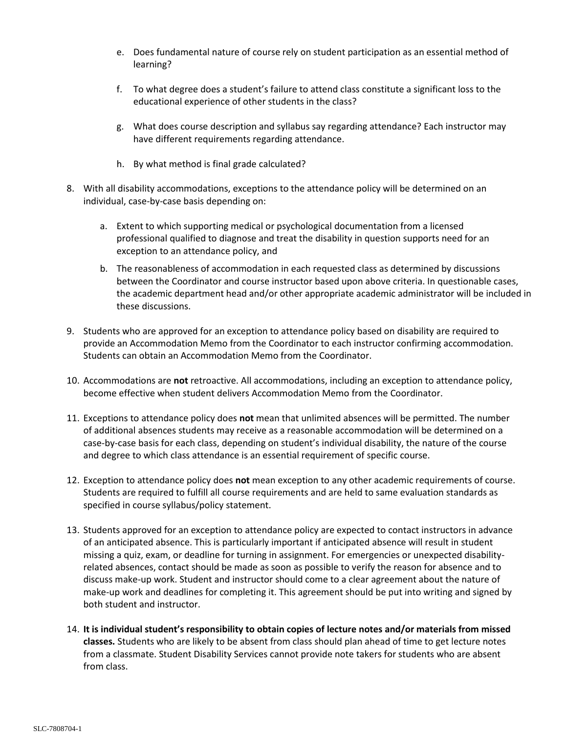e. Does fundamental nature of course rely on student participation as an essential method of learning?

f. To what degree does a student's failure to attend class constitute a significant loss to the educational experience of other students in the class?

g. What does course description and syllabus say regarding attendance? Each instructor may have different requirements regarding attendance.

h. By what method is final grade calculated?

8. With all disability accommodations, exceptions to the attendance policy will be determined on an individual, case-by-case basis depending on:

   a. Extent to which supporting medical or psychological documentation from a licensed professional qualified to diagnose and treat the disability in question supports need for an exception to an attendance policy, and

   b. The reasonableness of accommodation in each requested class as determined by discussions between the Coordinator and course instructor based upon above criteria. In questionable cases, the academic department head and/or other appropriate academic administrator will be included in these discussions.

9. Students who are approved for an exception to attendance policy based on disability are required to provide an Accommodation Memo from the Coordinator to each instructor confirming accommodation. Students can obtain an Accommodation Memo from the Coordinator.

10. Accommodations are **not** retroactive. All accommodations, including an exception to attendance policy, become effective when student delivers Accommodation Memo from the Coordinator.

11. Exceptions to attendance policy does **not** mean that unlimited absences will be permitted. The number of additional absences students may receive as a reasonable accommodation will be determined on a case-by-case basis for each class, depending on student's individual disability, the nature of the course and degree to which class attendance is an essential requirement of specific course.

12. Exception to attendance policy does **not** mean exception to any other academic requirements of course. Students are required to fulfill all course requirements and are held to same evaluation standards as specified in course syllabus/policy statement.

13. Students approved for an exception to attendance policy are expected to contact instructors in advance of an anticipated absence. This is particularly important if anticipated absence will result in student missing a quiz, exam, or deadline for turning in assignment. For emergencies or unexpected disability-related absences, contact should be made as soon as possible to verify the reason for absence and to discuss make-up work. Student and instructor should come to a clear agreement about the nature of make-up work and deadlines for completing it. This agreement should be put into writing and signed by both student and instructor.

14. **It is individual student's responsibility to obtain copies of lecture notes and/or materials from missed classes.** Students who are likely to be absent from class should plan ahead of time to get lecture notes from a classmate. Student Disability Services cannot provide note takers for students who are absent from class.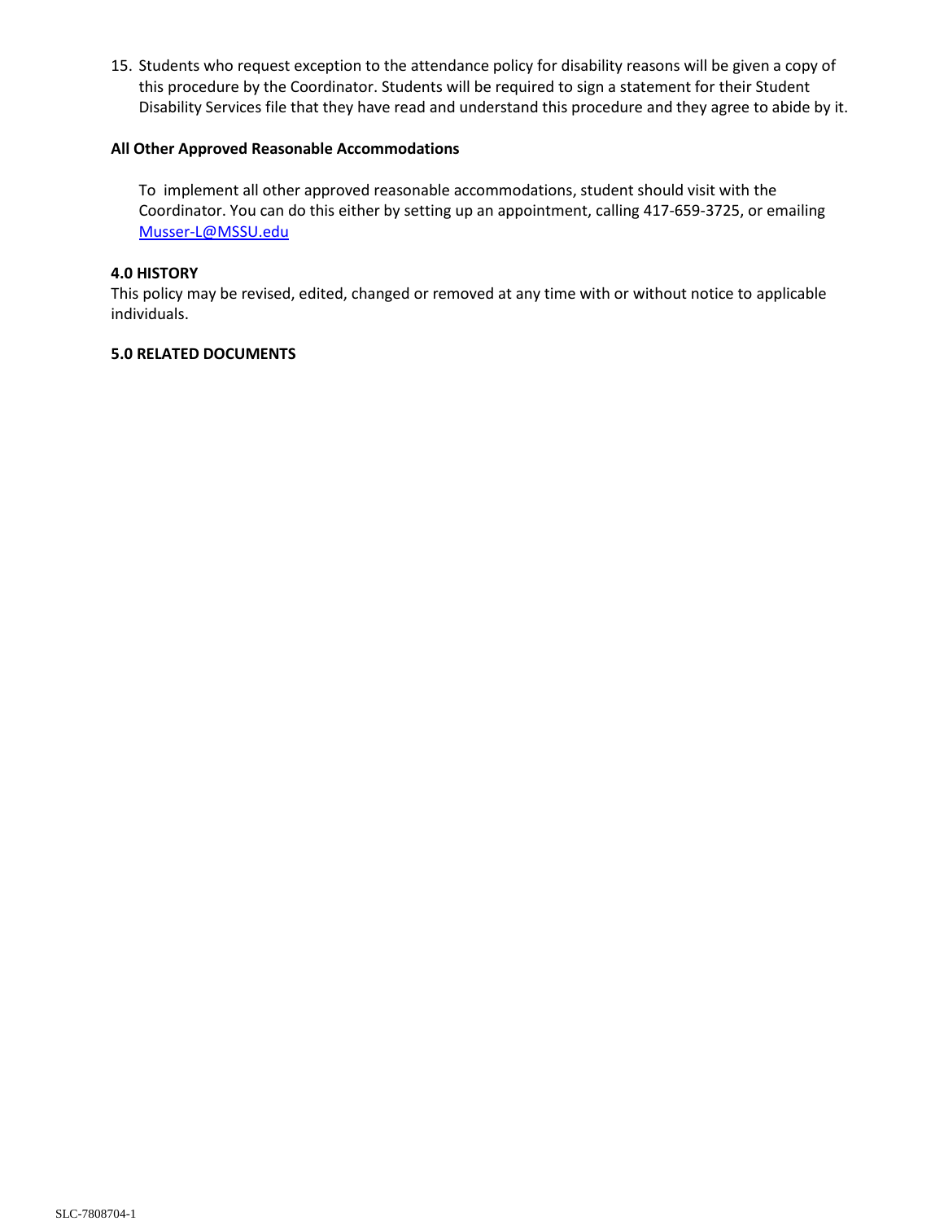15. Students who request exception to the attendance policy for disability reasons will be given a copy of this procedure by the Coordinator. Students will be required to sign a statement for their Student Disability Services file that they have read and understand this procedure and they agree to abide by it.

**All Other Approved Reasonable Accommodations**

To implement all other approved reasonable accommodations, student should visit with the Coordinator. You can do this either by setting up an appointment, calling 417-659-3725, or emailing Musser-L@MSSU.edu

**4.0 HISTORY**

This policy may be revised, edited, changed or removed at any time with or without notice to applicable individuals.

**5.0 RELATED DOCUMENTS**

SLC-7808704-1